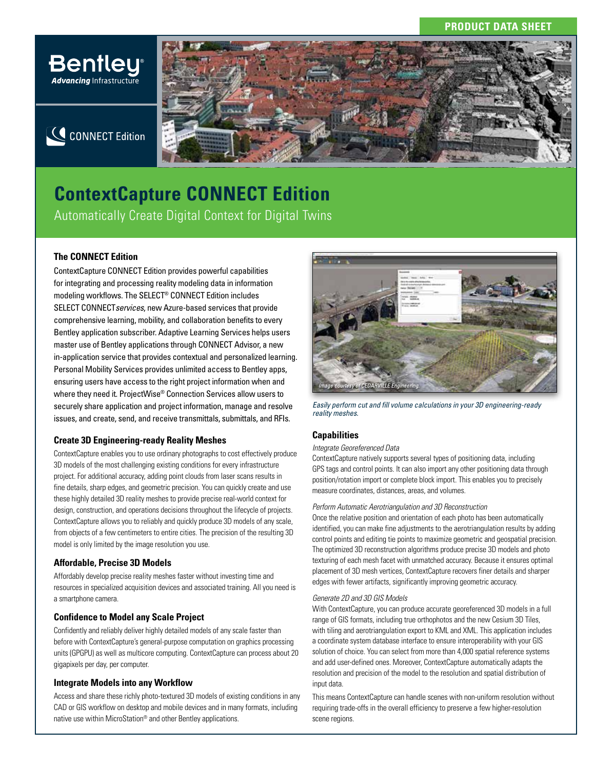PRODUCT DATA SHEET

# ContextCapture CONNECT Edition

Automatically Create Digital Context for Digital Twins

### The CONNECT Edition

ContextCapture CONNECT Edition provides powerful capabilities for integrating and processing reality modeling data in information modeling workflows. The SELECT® CONNECT Edition includes SELECT CONNECT*services*, new Azure-based services that provide comprehensive learning, mobility, and collaboration benefits to every Bentley application subscriber. Adaptive Learning Services helps users master use of Bentley applications through CONNECT Advisor, a new in-application service that provides contextual and personalized learning. Personal Mobility Services provides unlimited access to Bentley apps, ensuring users have access to the right project information when and where they need it. ProjectWise® Connection Services allow users to securely share application and project information, manage and resolve issues, and create, send, and receive transmittals, submittals, and RFIs.

### Create 3D Engineering-ready Reality Meshes

ContextCapture enables you to use ordinary photographs to cost effectively produce 3D models of the most challenging existing conditions for every infrastructure project. For additional accuracy, adding point clouds from laser scans results in fine details, sharp edges, and geometric precision. You can quickly create and use these highly detailed 3D reality meshes to provide precise real-world context for design, construction, and operations decisions throughout the lifecycle of projects. ContextCapture allows you to reliably and quickly produce 3D models of any scale, from objects of a few centimeters to entire cities. The precision of the resulting 3D model is only limited by the image resolution you use.

### Affordable, Precise 3D Models

Affordably develop precise reality meshes faster without investing time and resources in specialized acquisition devices and associated training. All you need is a smartphone camera.

### Confidence to Model any Scale Project

Confidently and reliably deliver highly detailed models of any scale faster than before with ContextCapture's general-purpose computation on graphics processing units (GPGPU) as well as multicore computing. ContextCapture can process about 20 gigapixels per day, per computer.

### Integrate Models into any Workflow

Access and share these richly photo-textured 3D models of existing conditions in any CAD or GIS workflow on desktop and mobile devices and in many formats, including native use within MicroStation® and other Bentley applications.

Image courtesy of CEDARVILLE Engineering.

*Easily perform cut and fill volume calculations in your 3D engineering-ready reality meshes.*

### Capabilities

*Integrate Georeferenced Data*

ContextCapture natively supports several types of positioning data, including GPS tags and control points. It can also import any other positioning data through position/rotation import or complete block import. This enables you to precisely measure coordinates, distances, areas, and volumes.

*Perform Automatic Aerotriangulation and 3D Reconstruction*

Once the relative position and orientation of each photo has been automatically identified, you can make fine adjustments to the aerotriangulation results by adding control points and editing tie points to maximize geometric and geospatial precision. The optimized 3D reconstruction algorithms produce precise 3D models and photo texturing of each mesh facet with unmatched accuracy. Because it ensures optimal placement of 3D mesh vertices, ContextCapture recovers finer details and sharper edges with fewer artifacts, significantly improving geometric accuracy.

*Generate 2D and 3D GIS Models*

With ContextCapture, you can produce accurate georeferenced 3D models in a full range of GIS formats, including true orthophotos and the new Cesium 3D Tiles, with tiling and aerotriangulation export to KML and XML. This application includes a coordinate system database interface to ensure interoperability with your GIS solution of choice. You can select from more than 4,000 spatial reference systems and add user-defined ones. Moreover, ContextCapture automatically adapts the resolution and precision of the model to the resolution and spatial distribution of input data.

This means ContextCapture can handle scenes with non-uniform resolution without requiring trade-offs in the overall efficiency to preserve a few higher-resolution scene regions.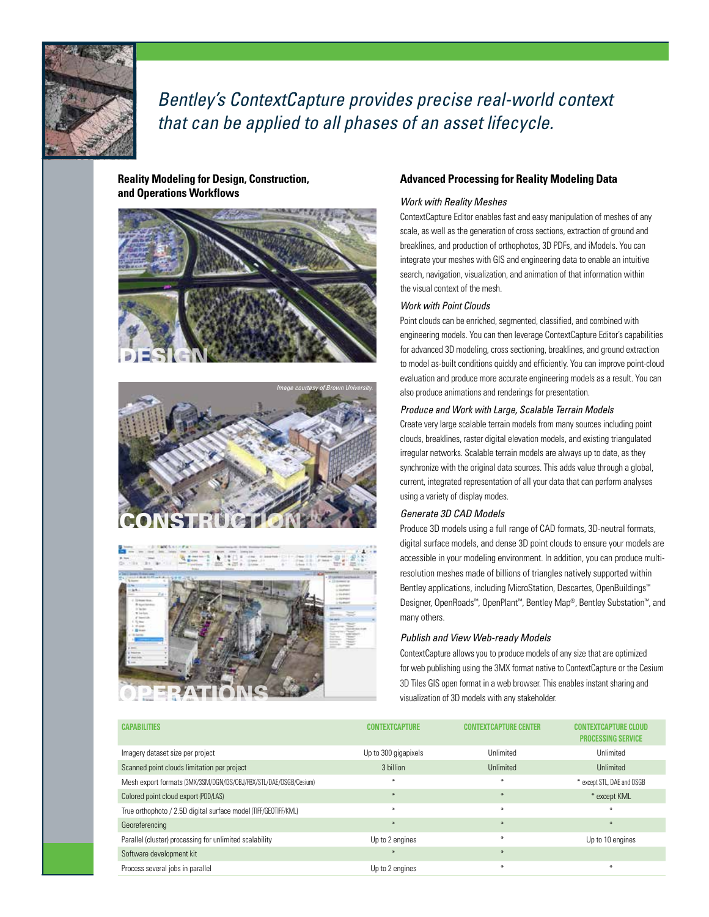*Bentley's ContextCapture provides precise real-world context that can be applied to all phases of an asset lifecycle.*

## Reality Modeling for Design, Construction, and Operations Workflows

DESIGN

*Image courtesy of Brown University.*

CONSTRUCTION

OPERATIONS

## Advanced Processing for Reality Modeling Data

### *Work with Reality Meshes*

ContextCapture Editor enables fast and easy manipulation of meshes of any scale, as well as the generation of cross sections, extraction of ground and breaklines, and production of orthophotos, 3D PDFs, and iModels. You can integrate your meshes with GIS and engineering data to enable an intuitive search, navigation, visualization, and animation of that information within the visual context of the mesh.

### *Work with Point Clouds*

Point clouds can be enriched, segmented, classified, and combined with engineering models. You can then leverage ContextCapture Editor's capabilities for advanced 3D modeling, cross sectioning, breaklines, and ground extraction to model as-built conditions quickly and efficiently. You can improve point-cloud evaluation and produce more accurate engineering models as a result. You can also produce animations and renderings for presentation.

### *Produce and Work with Large, Scalable Terrain Models*

Create very large scalable terrain models from many sources including point clouds, breaklines, raster digital elevation models, and existing triangulated irregular networks. Scalable terrain models are always up to date, as they synchronize with the original data sources. This adds value through a global, current, integrated representation of all your data that can perform analyses using a variety of display modes.

### *Generate 3D CAD Models*

Produce 3D models using a full range of CAD formats, 3D-neutral formats, digital surface models, and dense 3D point clouds to ensure your models are accessible in your modeling environment. In addition, you can produce multi-resolution meshes made of billions of triangles natively supported within Bentley applications, including MicroStation, Descartes, OpenBuildings™ Designer, OpenRoads™, OpenPlant™, Bentley Map®, Bentley Substation™, and many others.

### *Publish and View Web-ready Models*

ContextCapture allows you to produce models of any size that are optimized for web publishing using the 3MX format native to ContextCapture or the Cesium 3D Tiles GIS open format in a web browser. This enables instant sharing and visualization of 3D models with any stakeholder.

| CAPABILITIES | CONTEXTCAPTURE | CONTEXTCAPTURE CENTER | CONTEXTCAPTURE CLOUD PROCESSING SERVICE |
|---|---|---|---|
| Imagery dataset size per project | Up to 300 gigapixels | Unlimited | Unlimited |
| Scanned point clouds limitation per project | 3 billion | Unlimited | Unlimited |
| Mesh export formats (3MX/3SM/DGN/I3S/OBJ/FBX/STL/DAE/OSGB/Cesium) | * | * | * except STL, DAE and OSGB |
| Colored point cloud export (POD/LAS) | * | * | * except KML |
| True orthophoto / 2.5D digital surface model (TIFF/GEOTIFF/KML) | * | * | * |
| Georeferencing | * | * | * |
| Parallel (cluster) processing for unlimited scalability | Up to 2 engines | * | Up to 10 engines |
| Software development kit | * | * | |
| Process several jobs in parallel | Up to 2 engines | * | * |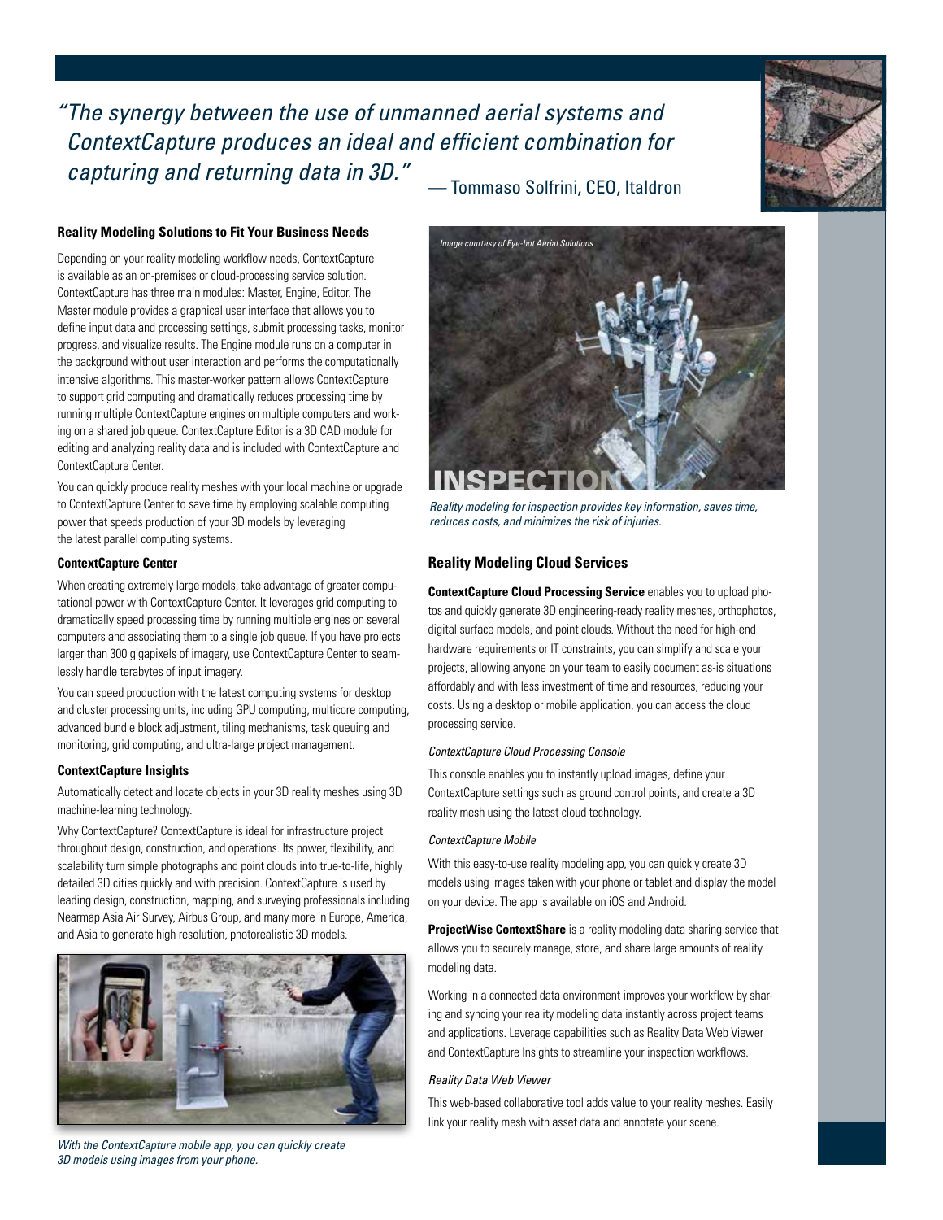*"The synergy between the use of unmanned aerial systems and ContextCapture produces an ideal and efficient combination for capturing and returning data in 3D."* — Tommaso Solfrini, CEO, Italdron

### Reality Modeling Solutions to Fit Your Business Needs

Depending on your reality modeling workflow needs, ContextCapture is available as an on-premises or cloud-processing service solution. ContextCapture has three main modules: Master, Engine, Editor. The Master module provides a graphical user interface that allows you to define input data and processing settings, submit processing tasks, monitor progress, and visualize results. The Engine module runs on a computer in the background without user interaction and performs the computationally intensive algorithms. This master-worker pattern allows ContextCapture to support grid computing and dramatically reduces processing time by running multiple ContextCapture engines on multiple computers and working on a shared job queue. ContextCapture Editor is a 3D CAD module for editing and analyzing reality data and is included with ContextCapture and ContextCapture Center.

You can quickly produce reality meshes with your local machine or upgrade to ContextCapture Center to save time by employing scalable computing power that speeds production of your 3D models by leveraging the latest parallel computing systems.

### ContextCapture Center

When creating extremely large models, take advantage of greater computational power with ContextCapture Center. It leverages grid computing to dramatically speed processing time by running multiple engines on several computers and associating them to a single job queue. If you have projects larger than 300 gigapixels of imagery, use ContextCapture Center to seamlessly handle terabytes of input imagery.

You can speed production with the latest computing systems for desktop and cluster processing units, including GPU computing, multicore computing, advanced bundle block adjustment, tiling mechanisms, task queuing and monitoring, grid computing, and ultra-large project management.

### ContextCapture Insights

Automatically detect and locate objects in your 3D reality meshes using 3D machine-learning technology.

Why ContextCapture? ContextCapture is ideal for infrastructure project throughout design, construction, and operations. Its power, flexibility, and scalability turn simple photographs and point clouds into true-to-life, highly detailed 3D cities quickly and with precision. ContextCapture is used by leading design, construction, mapping, and surveying professionals including Nearmap Asia Air Survey, Airbus Group, and many more in Europe, America, and Asia to generate high resolution, photorealistic 3D models.

*With the ContextCapture mobile app, you can quickly create 3D models using images from your phone.*

*Image courtesy of Eye-bot Aerial Solutions*

INSPECTION

*Reality modeling for inspection provides key information, saves time, reduces costs, and minimizes the risk of injuries.*

### Reality Modeling Cloud Services

**ContextCapture Cloud Processing Service** enables you to upload photos and quickly generate 3D engineering-ready reality meshes, orthophotos, digital surface models, and point clouds. Without the need for high-end hardware requirements or IT constraints, you can simplify and scale your projects, allowing anyone on your team to easily document as-is situations affordably and with less investment of time and resources, reducing your costs. Using a desktop or mobile application, you can access the cloud processing service.

*ContextCapture Cloud Processing Console*

This console enables you to instantly upload images, define your ContextCapture settings such as ground control points, and create a 3D reality mesh using the latest cloud technology.

*ContextCapture Mobile*

With this easy-to-use reality modeling app, you can quickly create 3D models using images taken with your phone or tablet and display the model on your device. The app is available on iOS and Android.

**ProjectWise ContextShare** is a reality modeling data sharing service that allows you to securely manage, store, and share large amounts of reality modeling data.

Working in a connected data environment improves your workflow by sharing and syncing your reality modeling data instantly across project teams and applications. Leverage capabilities such as Reality Data Web Viewer and ContextCapture Insights to streamline your inspection workflows.

*Reality Data Web Viewer*

This web-based collaborative tool adds value to your reality meshes. Easily link your reality mesh with asset data and annotate your scene.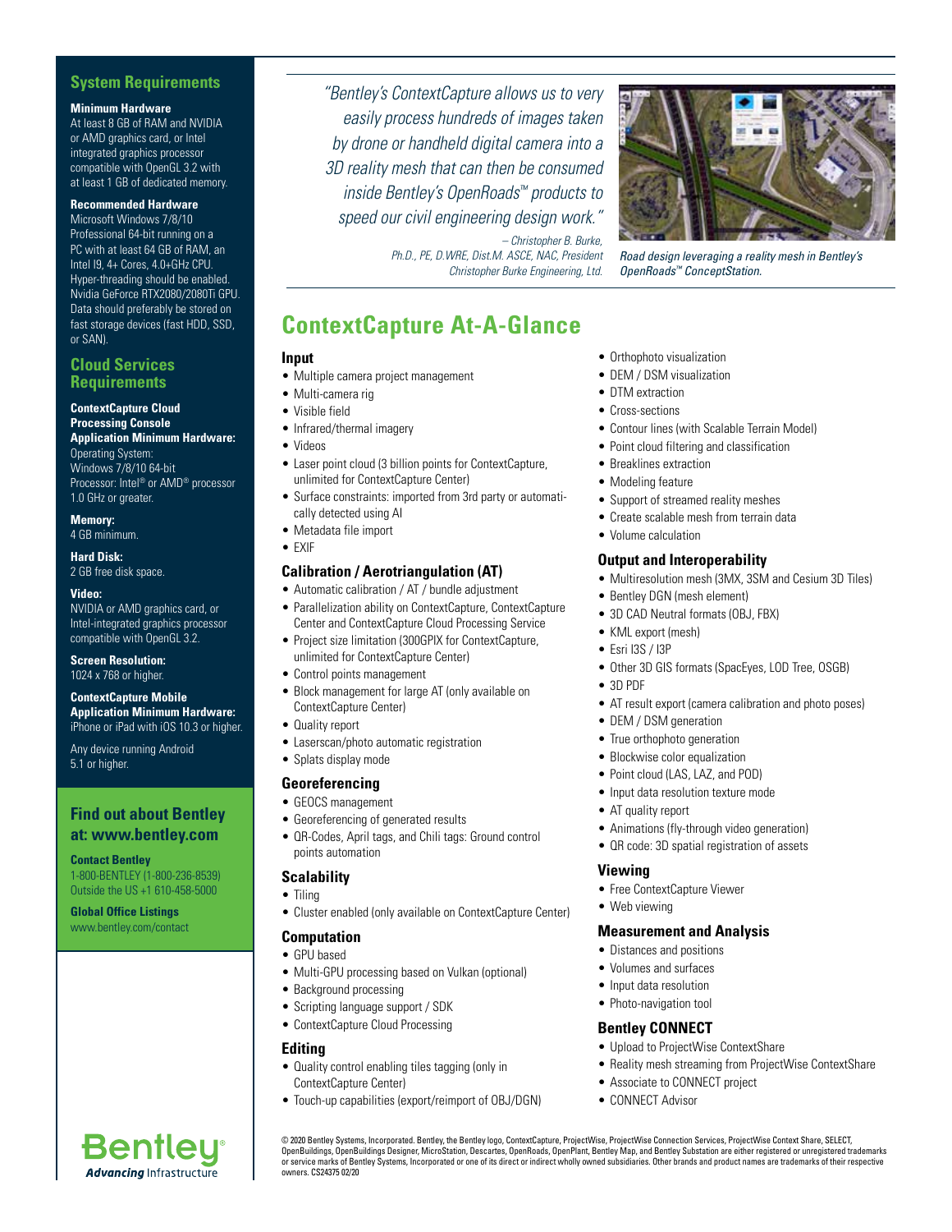## System Requirements

**Minimum Hardware**
At least 8 GB of RAM and NVIDIA or AMD graphics card, or Intel integrated graphics processor compatible with OpenGL 3.2 with at least 1 GB of dedicated memory.

**Recommended Hardware**
Microsoft Windows 7/8/10 Professional 64-bit running on a PC with at least 64 GB of RAM, an Intel I9, 4+ Cores, 4.0+GHz CPU. Hyper-threading should be enabled. Nvidia GeForce RTX2080/2080Ti GPU. Data should preferably be stored on fast storage devices (fast HDD, SSD, or SAN).

## Cloud Services Requirements

**ContextCapture Cloud Processing Console Application Minimum Hardware:**
Operating System: Windows 7/8/10 64-bit
Processor: Intel® or AMD® processor 1.0 GHz or greater.

**Memory:**
4 GB minimum.

**Hard Disk:**
2 GB free disk space.

**Video:**
NVIDIA or AMD graphics card, or Intel-integrated graphics processor compatible with OpenGL 3.2.

**Screen Resolution:**
1024 x 768 or higher.

**ContextCapture Mobile Application Minimum Hardware:**
iPhone or iPad with iOS 10.3 or higher.

Any device running Android 5.1 or higher.

## Find out about Bentley at: www.bentley.com

**Contact Bentley**
1-800-BENTLEY (1-800-236-8539)
Outside the US +1 610-458-5000

**Global Office Listings**
www.bentley.com/contact

*"Bentley's ContextCapture allows us to very easily process hundreds of images taken by drone or handheld digital camera into a 3D reality mesh that can then be consumed inside Bentley's OpenRoads™ products to speed our civil engineering design work."*

*– Christopher B. Burke, Ph.D., PE, D.WRE, Dist.M. ASCE, NAC, President Christopher Burke Engineering, Ltd.*

*Road design leveraging a reality mesh in Bentley's OpenRoads™ ConceptStation.*

# ContextCapture At-A-Glance

### Input
- Multiple camera project management
- Multi-camera rig
- Visible field
- Infrared/thermal imagery
- Videos
- Laser point cloud (3 billion points for ContextCapture, unlimited for ContextCapture Center)
- Surface constraints: imported from 3rd party or automatically detected using AI
- Metadata file import
- EXIF

### Calibration / Aerotriangulation (AT)
- Automatic calibration / AT / bundle adjustment
- Parallelization ability on ContextCapture, ContextCapture Center and ContextCapture Cloud Processing Service
- Project size limitation (300GPIX for ContextCapture, unlimited for ContextCapture Center)
- Control points management
- Block management for large AT (only available on ContextCapture Center)
- Quality report
- Laserscan/photo automatic registration
- Splats display mode

### Georeferencing
- GEOCS management
- Georeferencing of generated results
- QR-Codes, April tags, and Chili tags: Ground control points automation

### Scalability
- Tiling
- Cluster enabled (only available on ContextCapture Center)

### Computation
- GPU based
- Multi-GPU processing based on Vulkan (optional)
- Background processing
- Scripting language support / SDK
- ContextCapture Cloud Processing

### Editing
- Quality control enabling tiles tagging (only in ContextCapture Center)
- Touch-up capabilities (export/reimport of OBJ/DGN)
- Orthophoto visualization
- DEM / DSM visualization
- DTM extraction
- Cross-sections
- Contour lines (with Scalable Terrain Model)
- Point cloud filtering and classification
- Breaklines extraction
- Modeling feature
- Support of streamed reality meshes
- Create scalable mesh from terrain data
- Volume calculation

### Output and Interoperability
- Multiresolution mesh (3MX, 3SM and Cesium 3D Tiles)
- Bentley DGN (mesh element)
- 3D CAD Neutral formats (OBJ, FBX)
- KML export (mesh)
- Esri I3S / I3P
- Other 3D GIS formats (SpacEyes, LOD Tree, OSGB)
- 3D PDF
- AT result export (camera calibration and photo poses)
- DEM / DSM generation
- True orthophoto generation
- Blockwise color equalization
- Point cloud (LAS, LAZ, and POD)
- Input data resolution texture mode
- AT quality report
- Animations (fly-through video generation)
- QR code: 3D spatial registration of assets

### Viewing
- Free ContextCapture Viewer
- Web viewing

### Measurement and Analysis
- Distances and positions
- Volumes and surfaces
- Input data resolution
- Photo-navigation tool

### Bentley CONNECT
- Upload to ProjectWise ContextShare
- Reality mesh streaming from ProjectWise ContextShare
- Associate to CONNECT project
- CONNECT Advisor

© 2020 Bentley Systems, Incorporated. Bentley, the Bentley logo, ContextCapture, ProjectWise, ProjectWise Connection Services, ProjectWise Context Share, SELECT, OpenBuildings, OpenBuildings Designer, MicroStation, Descartes, OpenRoads, OpenPlant, Bentley Map, and Bentley Substation are either registered or unregistered trademarks or service marks of Bentley Systems, Incorporated or one of its direct or indirect wholly owned subsidiaries. Other brands and product names are trademarks of their respective owners. CS24375 02/20

Bentley® *Advancing* Infrastructure